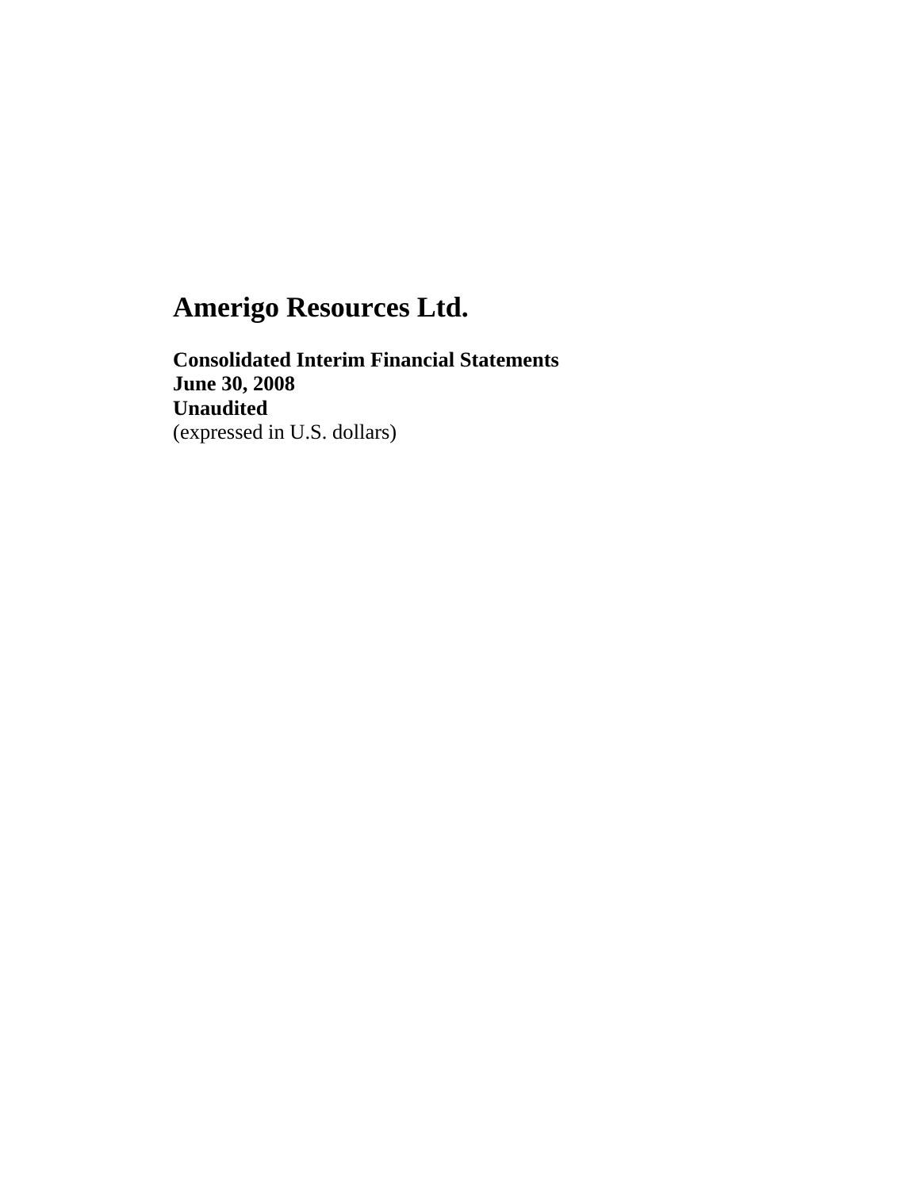# Amerigo Resources Ltd.

**Consolidated Interim Financial Statements**
**June 30, 2008**
**Unaudited**
(expressed in U.S. dollars)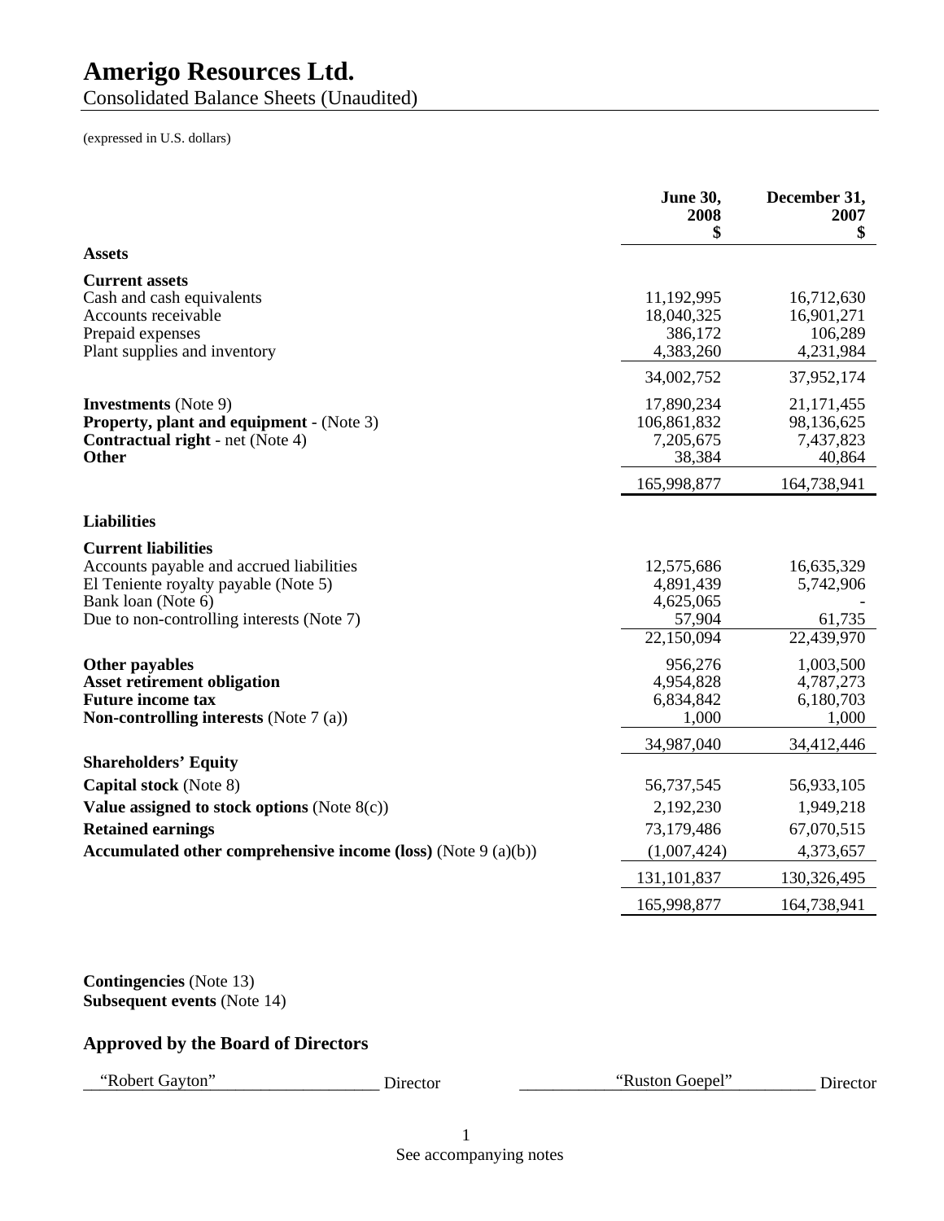# Amerigo Resources Ltd.

Consolidated Balance Sheets (Unaudited)

(expressed in U.S. dollars)

| | June 30, 2008 $ | December 31, 2007 $ |
|---|---|---|
| **Assets** | | |
| **Current assets** | | |
| Cash and cash equivalents | 11,192,995 | 16,712,630 |
| Accounts receivable | 18,040,325 | 16,901,271 |
| Prepaid expenses | 386,172 | 106,289 |
| Plant supplies and inventory | 4,383,260 | 4,231,984 |
| | 34,002,752 | 37,952,174 |
| **Investments** (Note 9) | 17,890,234 | 21,171,455 |
| **Property, plant and equipment** - (Note 3) | 106,861,832 | 98,136,625 |
| **Contractual right** - net (Note 4) | 7,205,675 | 7,437,823 |
| **Other** | 38,384 | 40,864 |
| | 165,998,877 | 164,738,941 |
| **Liabilities** | | |
| **Current liabilities** | | |
| Accounts payable and accrued liabilities | 12,575,686 | 16,635,329 |
| El Teniente royalty payable (Note 5) | 4,891,439 | 5,742,906 |
| Bank loan (Note 6) | 4,625,065 | - |
| Due to non-controlling interests (Note 7) | 57,904 | 61,735 |
| | 22,150,094 | 22,439,970 |
| **Other payables** | 956,276 | 1,003,500 |
| **Asset retirement obligation** | 4,954,828 | 4,787,273 |
| **Future income tax** | 6,834,842 | 6,180,703 |
| **Non-controlling interests** (Note 7 (a)) | 1,000 | 1,000 |
| | 34,987,040 | 34,412,446 |
| **Shareholders' Equity** | | |
| **Capital stock** (Note 8) | 56,737,545 | 56,933,105 |
| **Value assigned to stock options** (Note 8(c)) | 2,192,230 | 1,949,218 |
| **Retained earnings** | 73,179,486 | 67,070,515 |
| **Accumulated other comprehensive income (loss)** (Note 9 (a)(b)) | (1,007,424) | 4,373,657 |
| | 131,101,837 | 130,326,495 |
| | 165,998,877 | 164,738,941 |

**Contingencies** (Note 13)
**Subsequent events** (Note 14)

## Approved by the Board of Directors

"Robert Gayton" Director "Ruston Goepel" Director

See accompanying notes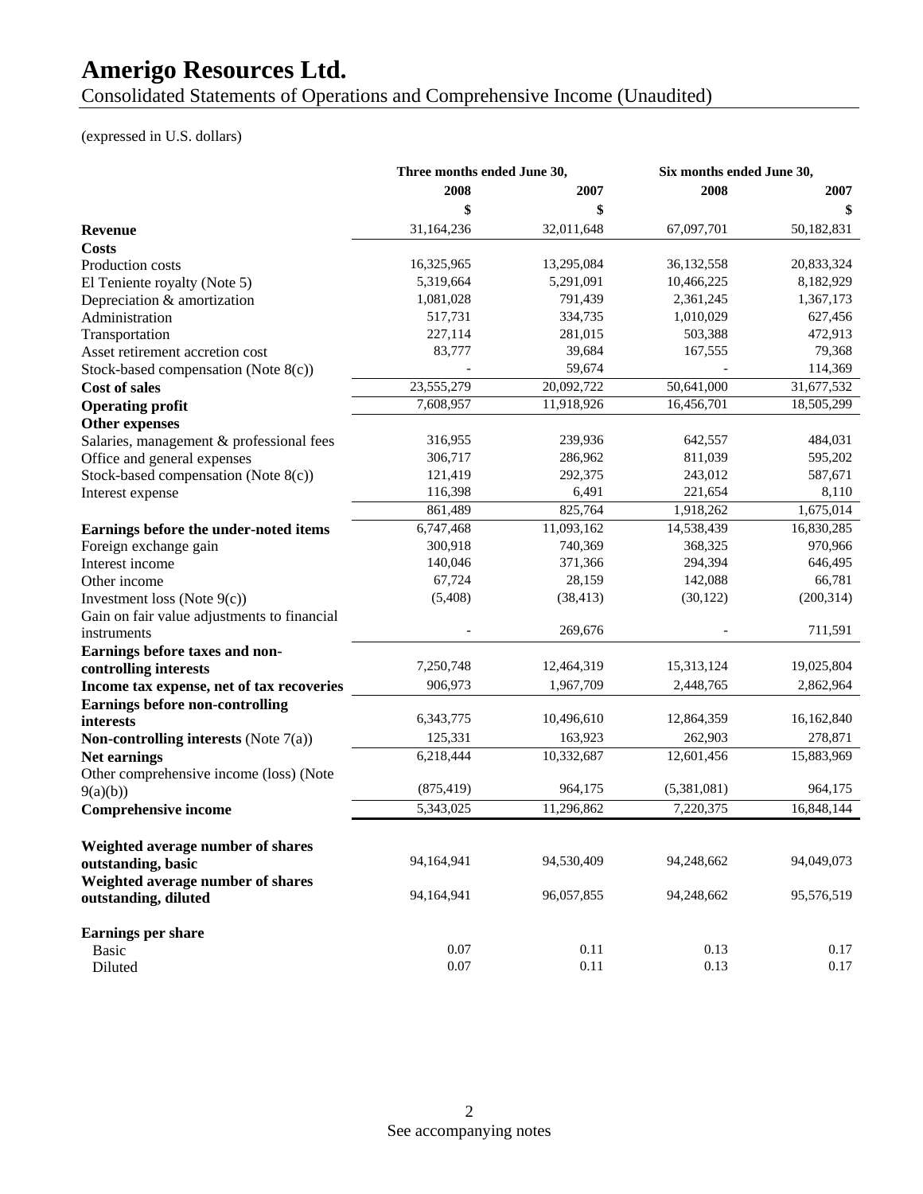# Amerigo Resources Ltd.

Consolidated Statements of Operations and Comprehensive Income (Unaudited)

(expressed in U.S. dollars)

| | Three months ended June 30, | | Six months ended June 30, | |
|---|---|---|---|---|
| | 2008 | 2007 | 2008 | 2007 |
| | $ | $ | | $ |
| **Revenue** | 31,164,236 | 32,011,648 | 67,097,701 | 50,182,831 |
| **Costs** | | | | |
| Production costs | 16,325,965 | 13,295,084 | 36,132,558 | 20,833,324 |
| El Teniente royalty (Note 5) | 5,319,664 | 5,291,091 | 10,466,225 | 8,182,929 |
| Depreciation & amortization | 1,081,028 | 791,439 | 2,361,245 | 1,367,173 |
| Administration | 517,731 | 334,735 | 1,010,029 | 627,456 |
| Transportation | 227,114 | 281,015 | 503,388 | 472,913 |
| Asset retirement accretion cost | 83,777 | 39,684 | 167,555 | 79,368 |
| Stock-based compensation (Note 8(c)) | - | 59,674 | - | 114,369 |
| **Cost of sales** | 23,555,279 | 20,092,722 | 50,641,000 | 31,677,532 |
| **Operating profit** | 7,608,957 | 11,918,926 | 16,456,701 | 18,505,299 |
| **Other expenses** | | | | |
| Salaries, management & professional fees | 316,955 | 239,936 | 642,557 | 484,031 |
| Office and general expenses | 306,717 | 286,962 | 811,039 | 595,202 |
| Stock-based compensation (Note 8(c)) | 121,419 | 292,375 | 243,012 | 587,671 |
| Interest expense | 116,398 | 6,491 | 221,654 | 8,110 |
| | 861,489 | 825,764 | 1,918,262 | 1,675,014 |
| **Earnings before the under-noted items** | 6,747,468 | 11,093,162 | 14,538,439 | 16,830,285 |
| Foreign exchange gain | 300,918 | 740,369 | 368,325 | 970,966 |
| Interest income | 140,046 | 371,366 | 294,394 | 646,495 |
| Other income | 67,724 | 28,159 | 142,088 | 66,781 |
| Investment loss (Note 9(c)) | (5,408) | (38,413) | (30,122) | (200,314) |
| Gain on fair value adjustments to financial instruments | - | 269,676 | - | 711,591 |
| **Earnings before taxes and non-controlling interests** | 7,250,748 | 12,464,319 | 15,313,124 | 19,025,804 |
| **Income tax expense, net of tax recoveries** | 906,973 | 1,967,709 | 2,448,765 | 2,862,964 |
| **Earnings before non-controlling interests** | 6,343,775 | 10,496,610 | 12,864,359 | 16,162,840 |
| **Non-controlling interests** (Note 7(a)) | 125,331 | 163,923 | 262,903 | 278,871 |
| **Net earnings** | 6,218,444 | 10,332,687 | 12,601,456 | 15,883,969 |
| Other comprehensive income (loss) (Note 9(a)(b)) | (875,419) | 964,175 | (5,381,081) | 964,175 |
| **Comprehensive income** | 5,343,025 | 11,296,862 | 7,220,375 | 16,848,144 |
| | | | | |
| **Weighted average number of shares outstanding, basic** | 94,164,941 | 94,530,409 | 94,248,662 | 94,049,073 |
| **Weighted average number of shares outstanding, diluted** | 94,164,941 | 96,057,855 | 94,248,662 | 95,576,519 |
| | | | | |
| **Earnings per share** | | | | |
| Basic | 0.07 | 0.11 | 0.13 | 0.17 |
| Diluted | 0.07 | 0.11 | 0.13 | 0.17 |

See accompanying notes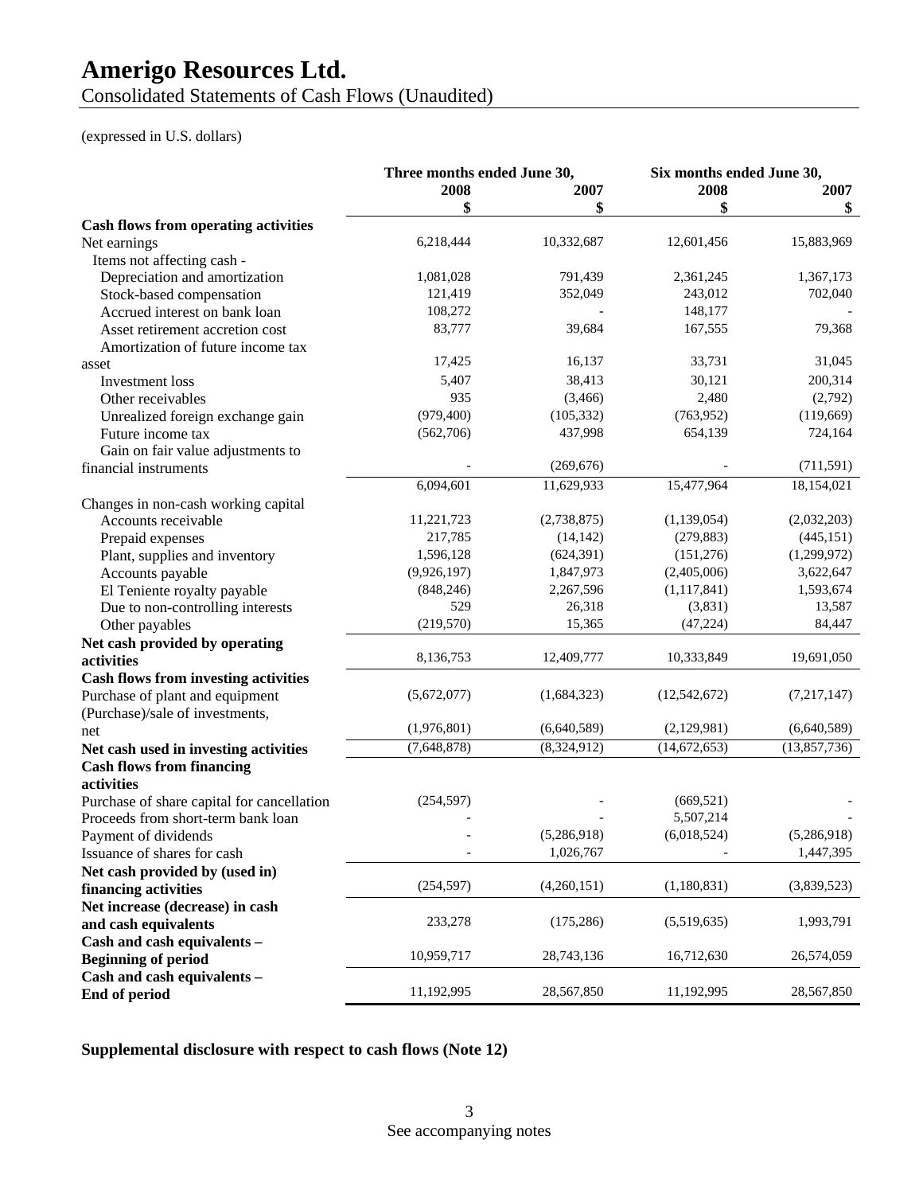# Amerigo Resources Ltd.

Consolidated Statements of Cash Flows (Unaudited)

(expressed in U.S. dollars)

| | Three months ended June 30, | | Six months ended June 30, | |
|---|---|---|---|---|
| | 2008 | 2007 | 2008 | 2007 |
| | $ | $ | $ | $ |
| **Cash flows from operating activities** | | | | |
| Net earnings | 6,218,444 | 10,332,687 | 12,601,456 | 15,883,969 |
| Items not affecting cash - | | | | |
| Depreciation and amortization | 1,081,028 | 791,439 | 2,361,245 | 1,367,173 |
| Stock-based compensation | 121,419 | 352,049 | 243,012 | 702,040 |
| Accrued interest on bank loan | 108,272 | - | 148,177 | - |
| Asset retirement accretion cost | 83,777 | 39,684 | 167,555 | 79,368 |
| Amortization of future income tax asset | 17,425 | 16,137 | 33,731 | 31,045 |
| Investment loss | 5,407 | 38,413 | 30,121 | 200,314 |
| Other receivables | 935 | (3,466) | 2,480 | (2,792) |
| Unrealized foreign exchange gain | (979,400) | (105,332) | (763,952) | (119,669) |
| Future income tax | (562,706) | 437,998 | 654,139 | 724,164 |
| Gain on fair value adjustments to financial instruments | - | (269,676) | - | (711,591) |
| | 6,094,601 | 11,629,933 | 15,477,964 | 18,154,021 |
| Changes in non-cash working capital | | | | |
| Accounts receivable | 11,221,723 | (2,738,875) | (1,139,054) | (2,032,203) |
| Prepaid expenses | 217,785 | (14,142) | (279,883) | (445,151) |
| Plant, supplies and inventory | 1,596,128 | (624,391) | (151,276) | (1,299,972) |
| Accounts payable | (9,926,197) | 1,847,973 | (2,405,006) | 3,622,647 |
| El Teniente royalty payable | (848,246) | 2,267,596 | (1,117,841) | 1,593,674 |
| Due to non-controlling interests | 529 | 26,318 | (3,831) | 13,587 |
| Other payables | (219,570) | 15,365 | (47,224) | 84,447 |
| **Net cash provided by operating activities** | 8,136,753 | 12,409,777 | 10,333,849 | 19,691,050 |
| **Cash flows from investing activities** | | | | |
| Purchase of plant and equipment | (5,672,077) | (1,684,323) | (12,542,672) | (7,217,147) |
| (Purchase)/sale of investments, net | (1,976,801) | (6,640,589) | (2,129,981) | (6,640,589) |
| **Net cash used in investing activities** | (7,648,878) | (8,324,912) | (14,672,653) | (13,857,736) |
| **Cash flows from financing activities** | | | | |
| Purchase of share capital for cancellation | (254,597) | - | (669,521) | - |
| Proceeds from short-term bank loan | - | - | 5,507,214 | - |
| Payment of dividends | - | (5,286,918) | (6,018,524) | (5,286,918) |
| Issuance of shares for cash | - | 1,026,767 | - | 1,447,395 |
| **Net cash provided by (used in) financing activities** | (254,597) | (4,260,151) | (1,180,831) | (3,839,523) |
| **Net increase (decrease) in cash and cash equivalents** | 233,278 | (175,286) | (5,519,635) | 1,993,791 |
| **Cash and cash equivalents – Beginning of period** | 10,959,717 | 28,743,136 | 16,712,630 | 26,574,059 |
| **Cash and cash equivalents – End of period** | 11,192,995 | 28,567,850 | 11,192,995 | 28,567,850 |

**Supplemental disclosure with respect to cash flows (Note 12)**

See accompanying notes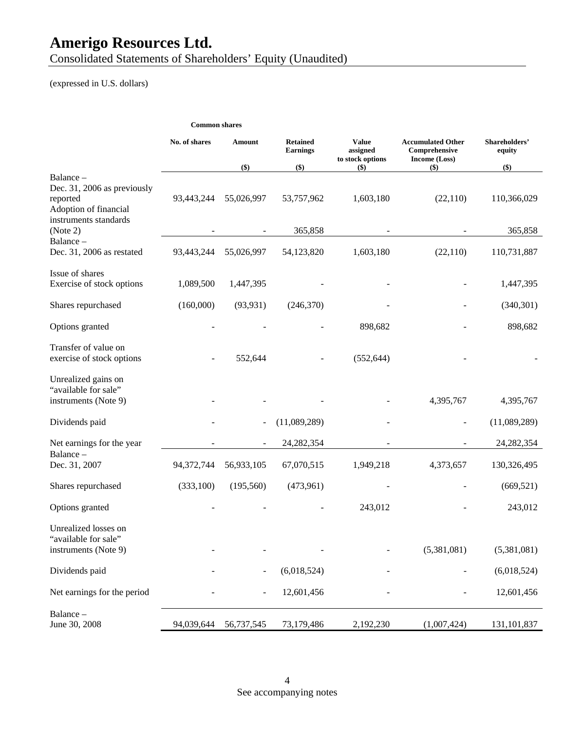# Amerigo Resources Ltd.

Consolidated Statements of Shareholders' Equity (Unaudited)

(expressed in U.S. dollars)

| | Common shares | | | | | |
|---|---|---|---|---|---|---|
| | No. of shares | Amount ($) | Retained Earnings ($) | Value assigned to stock options ($) | Accumulated Other Comprehensive Income (Loss) ($) | Shareholders' equity ($) |
| Balance – Dec. 31, 2006 as previously reported | 93,443,244 | 55,026,997 | 53,757,962 | 1,603,180 | (22,110) | 110,366,029 |
| Adoption of financial instruments standards (Note 2) | - | - | 365,858 | - | - | 365,858 |
| Balance – Dec. 31, 2006 as restated | 93,443,244 | 55,026,997 | 54,123,820 | 1,603,180 | (22,110) | 110,731,887 |
| Issue of shares Exercise of stock options | 1,089,500 | 1,447,395 | - | - | - | 1,447,395 |
| Shares repurchased | (160,000) | (93,931) | (246,370) | - | - | (340,301) |
| Options granted | - | - | - | 898,682 | - | 898,682 |
| Transfer of value on exercise of stock options | - | 552,644 | - | (552,644) | - | - |
| Unrealized gains on "available for sale" instruments (Note 9) | - | - | - | - | 4,395,767 | 4,395,767 |
| Dividends paid | - | - | (11,089,289) | - | - | (11,089,289) |
| Net earnings for the year | - | - | 24,282,354 | - | - | 24,282,354 |
| Balance – Dec. 31, 2007 | 94,372,744 | 56,933,105 | 67,070,515 | 1,949,218 | 4,373,657 | 130,326,495 |
| Shares repurchased | (333,100) | (195,560) | (473,961) | - | - | (669,521) |
| Options granted | - | - | - | 243,012 | - | 243,012 |
| Unrealized losses on "available for sale" instruments (Note 9) | - | - | - | - | (5,381,081) | (5,381,081) |
| Dividends paid | - | - | (6,018,524) | - | - | (6,018,524) |
| Net earnings for the period | - | - | 12,601,456 | - | - | 12,601,456 |
| Balance – June 30, 2008 | 94,039,644 | 56,737,545 | 73,179,486 | 2,192,230 | (1,007,424) | 131,101,837 |

See accompanying notes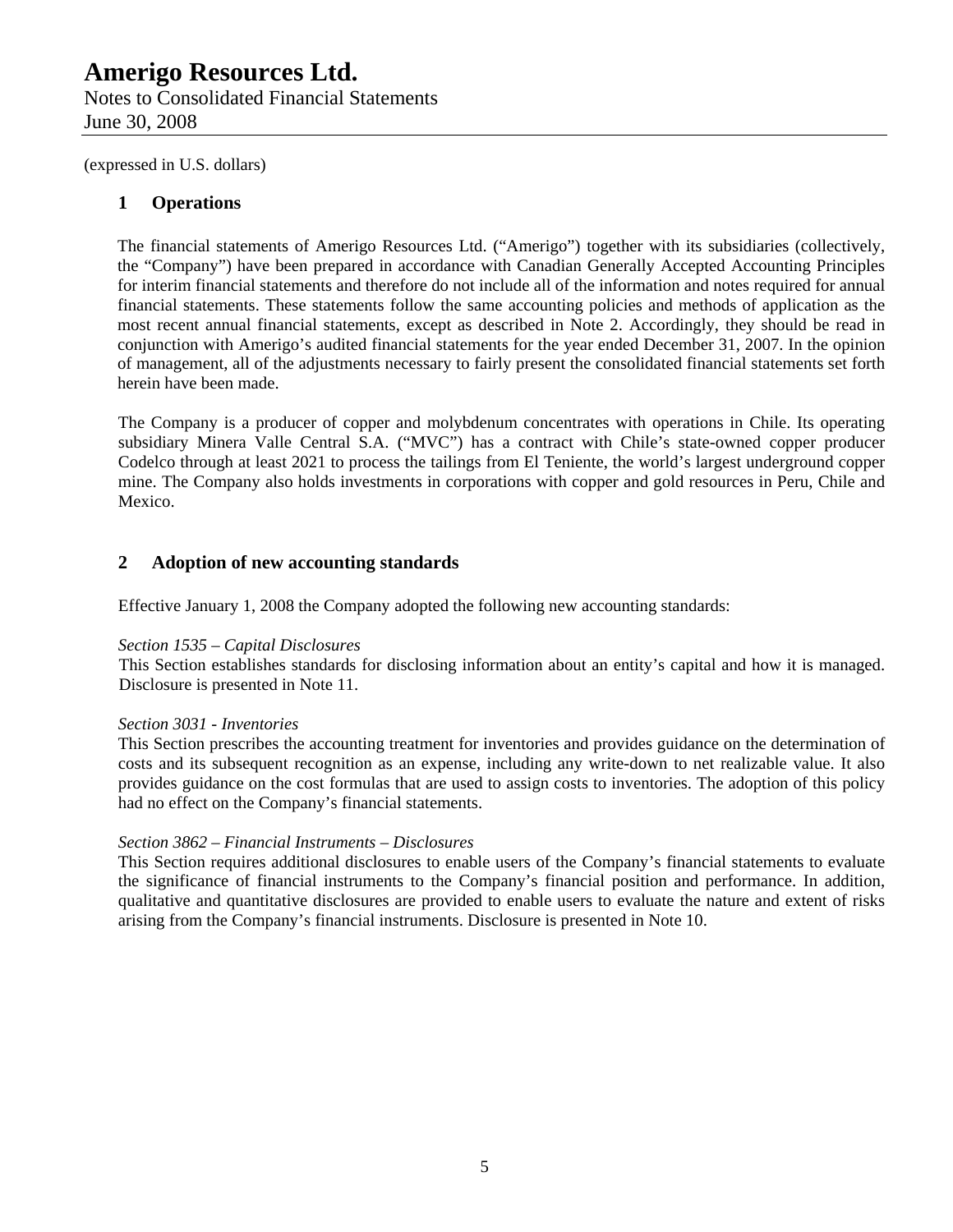# Amerigo Resources Ltd.

Notes to Consolidated Financial Statements
June 30, 2008

(expressed in U.S. dollars)

## 1 Operations

The financial statements of Amerigo Resources Ltd. ("Amerigo") together with its subsidiaries (collectively, the "Company") have been prepared in accordance with Canadian Generally Accepted Accounting Principles for interim financial statements and therefore do not include all of the information and notes required for annual financial statements. These statements follow the same accounting policies and methods of application as the most recent annual financial statements, except as described in Note 2. Accordingly, they should be read in conjunction with Amerigo's audited financial statements for the year ended December 31, 2007. In the opinion of management, all of the adjustments necessary to fairly present the consolidated financial statements set forth herein have been made.

The Company is a producer of copper and molybdenum concentrates with operations in Chile. Its operating subsidiary Minera Valle Central S.A. ("MVC") has a contract with Chile's state-owned copper producer Codelco through at least 2021 to process the tailings from El Teniente, the world's largest underground copper mine. The Company also holds investments in corporations with copper and gold resources in Peru, Chile and Mexico.

## 2 Adoption of new accounting standards

Effective January 1, 2008 the Company adopted the following new accounting standards:

*Section 1535 – Capital Disclosures*
This Section establishes standards for disclosing information about an entity's capital and how it is managed. Disclosure is presented in Note 11.

*Section 3031 - Inventories*
This Section prescribes the accounting treatment for inventories and provides guidance on the determination of costs and its subsequent recognition as an expense, including any write-down to net realizable value. It also provides guidance on the cost formulas that are used to assign costs to inventories. The adoption of this policy had no effect on the Company's financial statements.

*Section 3862 – Financial Instruments – Disclosures*
This Section requires additional disclosures to enable users of the Company's financial statements to evaluate the significance of financial instruments to the Company's financial position and performance. In addition, qualitative and quantitative disclosures are provided to enable users to evaluate the nature and extent of risks arising from the Company's financial instruments. Disclosure is presented in Note 10.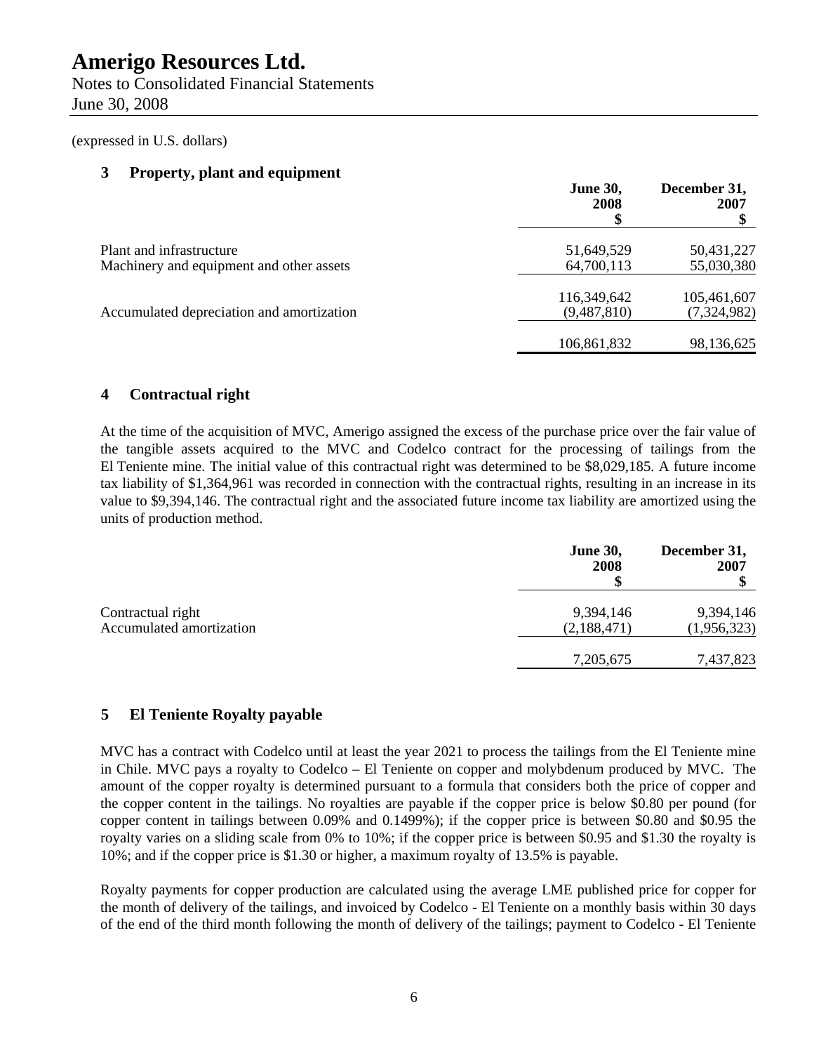(expressed in U.S. dollars)

## 3 Property, plant and equipment

| | June 30, 2008 $ | December 31, 2007 $ |
|---|---|---|
| Plant and infrastructure | 51,649,529 | 50,431,227 |
| Machinery and equipment and other assets | 64,700,113 | 55,030,380 |
| | 116,349,642 | 105,461,607 |
| Accumulated depreciation and amortization | (9,487,810) | (7,324,982) |
| | 106,861,832 | 98,136,625 |

## 4 Contractual right

At the time of the acquisition of MVC, Amerigo assigned the excess of the purchase price over the fair value of the tangible assets acquired to the MVC and Codelco contract for the processing of tailings from the El Teniente mine. The initial value of this contractual right was determined to be $8,029,185. A future income tax liability of $1,364,961 was recorded in connection with the contractual rights, resulting in an increase in its value to $9,394,146. The contractual right and the associated future income tax liability are amortized using the units of production method.

| | June 30, 2008 $ | December 31, 2007 $ |
|---|---|---|
| Contractual right | 9,394,146 | 9,394,146 |
| Accumulated amortization | (2,188,471) | (1,956,323) |
| | 7,205,675 | 7,437,823 |

## 5 El Teniente Royalty payable

MVC has a contract with Codelco until at least the year 2021 to process the tailings from the El Teniente mine in Chile. MVC pays a royalty to Codelco – El Teniente on copper and molybdenum produced by MVC. The amount of the copper royalty is determined pursuant to a formula that considers both the price of copper and the copper content in the tailings. No royalties are payable if the copper price is below $0.80 per pound (for copper content in tailings between 0.09% and 0.1499%); if the copper price is between $0.80 and $0.95 the royalty varies on a sliding scale from 0% to 10%; if the copper price is between $0.95 and $1.30 the royalty is 10%; and if the copper price is $1.30 or higher, a maximum royalty of 13.5% is payable.

Royalty payments for copper production are calculated using the average LME published price for copper for the month of delivery of the tailings, and invoiced by Codelco - El Teniente on a monthly basis within 30 days of the end of the third month following the month of delivery of the tailings; payment to Codelco - El Teniente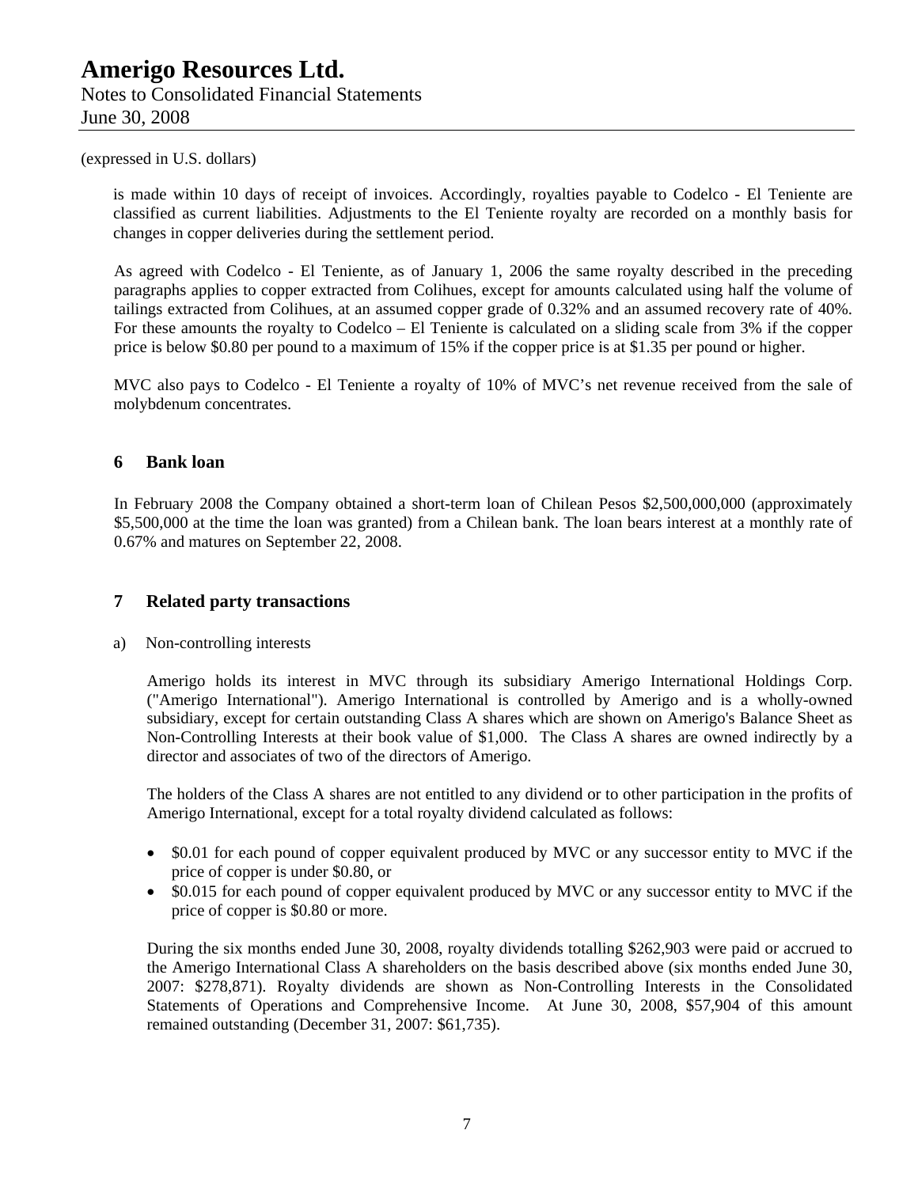(expressed in U.S. dollars)

is made within 10 days of receipt of invoices. Accordingly, royalties payable to Codelco - El Teniente are classified as current liabilities. Adjustments to the El Teniente royalty are recorded on a monthly basis for changes in copper deliveries during the settlement period.

As agreed with Codelco - El Teniente, as of January 1, 2006 the same royalty described in the preceding paragraphs applies to copper extracted from Colihues, except for amounts calculated using half the volume of tailings extracted from Colihues, at an assumed copper grade of 0.32% and an assumed recovery rate of 40%. For these amounts the royalty to Codelco – El Teniente is calculated on a sliding scale from 3% if the copper price is below $0.80 per pound to a maximum of 15% if the copper price is at $1.35 per pound or higher.

MVC also pays to Codelco - El Teniente a royalty of 10% of MVC's net revenue received from the sale of molybdenum concentrates.

## 6 Bank loan

In February 2008 the Company obtained a short-term loan of Chilean Pesos $2,500,000,000 (approximately $5,500,000 at the time the loan was granted) from a Chilean bank. The loan bears interest at a monthly rate of 0.67% and matures on September 22, 2008.

## 7 Related party transactions

a) Non-controlling interests

Amerigo holds its interest in MVC through its subsidiary Amerigo International Holdings Corp. ("Amerigo International"). Amerigo International is controlled by Amerigo and is a wholly-owned subsidiary, except for certain outstanding Class A shares which are shown on Amerigo's Balance Sheet as Non-Controlling Interests at their book value of $1,000. The Class A shares are owned indirectly by a director and associates of two of the directors of Amerigo.

The holders of the Class A shares are not entitled to any dividend or to other participation in the profits of Amerigo International, except for a total royalty dividend calculated as follows:

- $0.01 for each pound of copper equivalent produced by MVC or any successor entity to MVC if the price of copper is under $0.80, or
- $0.015 for each pound of copper equivalent produced by MVC or any successor entity to MVC if the price of copper is $0.80 or more.

During the six months ended June 30, 2008, royalty dividends totalling $262,903 were paid or accrued to the Amerigo International Class A shareholders on the basis described above (six months ended June 30, 2007: $278,871). Royalty dividends are shown as Non-Controlling Interests in the Consolidated Statements of Operations and Comprehensive Income. At June 30, 2008, $57,904 of this amount remained outstanding (December 31, 2007: $61,735).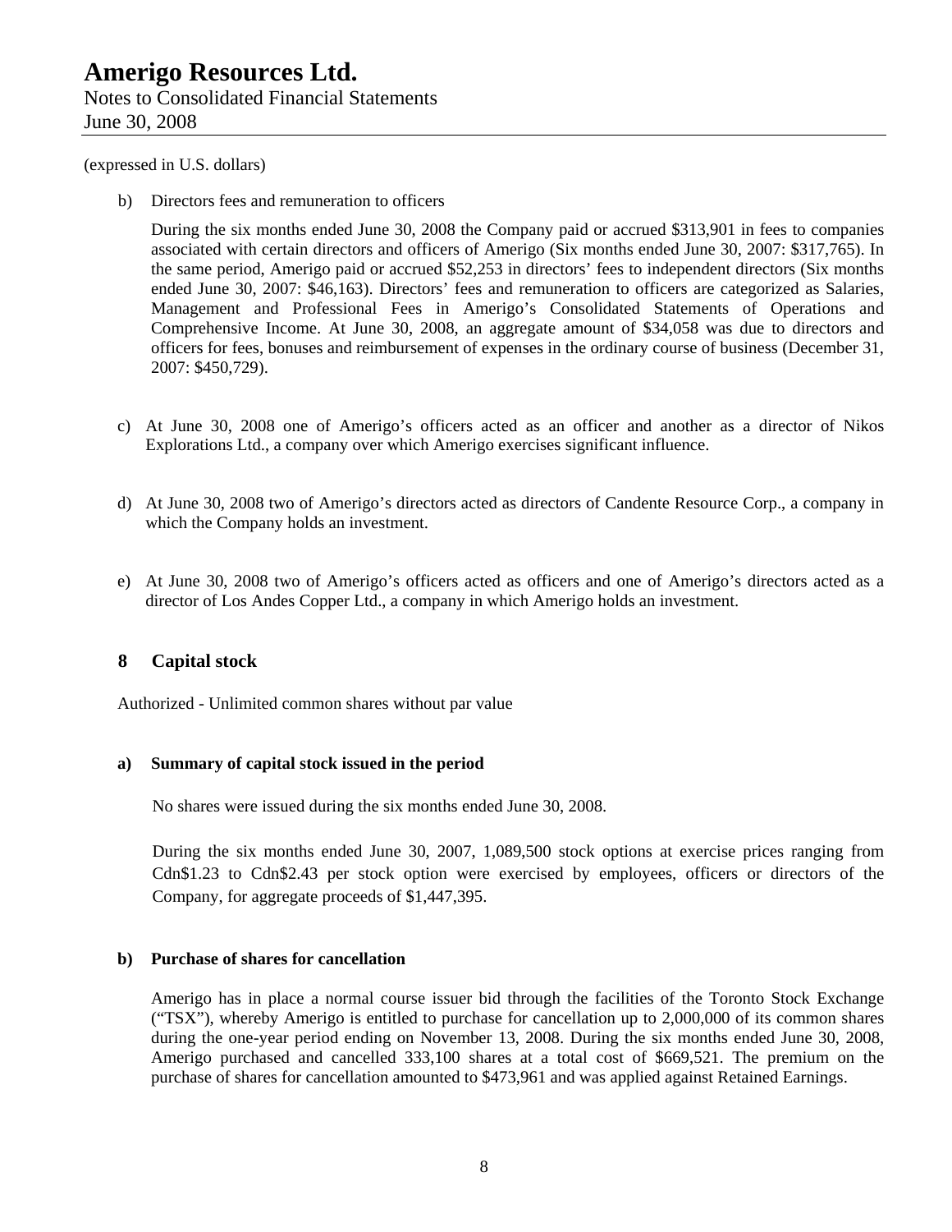(expressed in U.S. dollars)

b) Directors fees and remuneration to officers

During the six months ended June 30, 2008 the Company paid or accrued $313,901 in fees to companies associated with certain directors and officers of Amerigo (Six months ended June 30, 2007: $317,765). In the same period, Amerigo paid or accrued $52,253 in directors' fees to independent directors (Six months ended June 30, 2007: $46,163). Directors' fees and remuneration to officers are categorized as Salaries, Management and Professional Fees in Amerigo's Consolidated Statements of Operations and Comprehensive Income. At June 30, 2008, an aggregate amount of $34,058 was due to directors and officers for fees, bonuses and reimbursement of expenses in the ordinary course of business (December 31, 2007: $450,729).

c) At June 30, 2008 one of Amerigo's officers acted as an officer and another as a director of Nikos Explorations Ltd., a company over which Amerigo exercises significant influence.

d) At June 30, 2008 two of Amerigo's directors acted as directors of Candente Resource Corp., a company in which the Company holds an investment.

e) At June 30, 2008 two of Amerigo's officers acted as officers and one of Amerigo's directors acted as a director of Los Andes Copper Ltd., a company in which Amerigo holds an investment.

## 8 Capital stock

Authorized - Unlimited common shares without par value

### a) Summary of capital stock issued in the period

No shares were issued during the six months ended June 30, 2008.

During the six months ended June 30, 2007, 1,089,500 stock options at exercise prices ranging from Cdn$1.23 to Cdn$2.43 per stock option were exercised by employees, officers or directors of the Company, for aggregate proceeds of $1,447,395.

### b) Purchase of shares for cancellation

Amerigo has in place a normal course issuer bid through the facilities of the Toronto Stock Exchange ("TSX"), whereby Amerigo is entitled to purchase for cancellation up to 2,000,000 of its common shares during the one-year period ending on November 13, 2008. During the six months ended June 30, 2008, Amerigo purchased and cancelled 333,100 shares at a total cost of $669,521. The premium on the purchase of shares for cancellation amounted to $473,961 and was applied against Retained Earnings.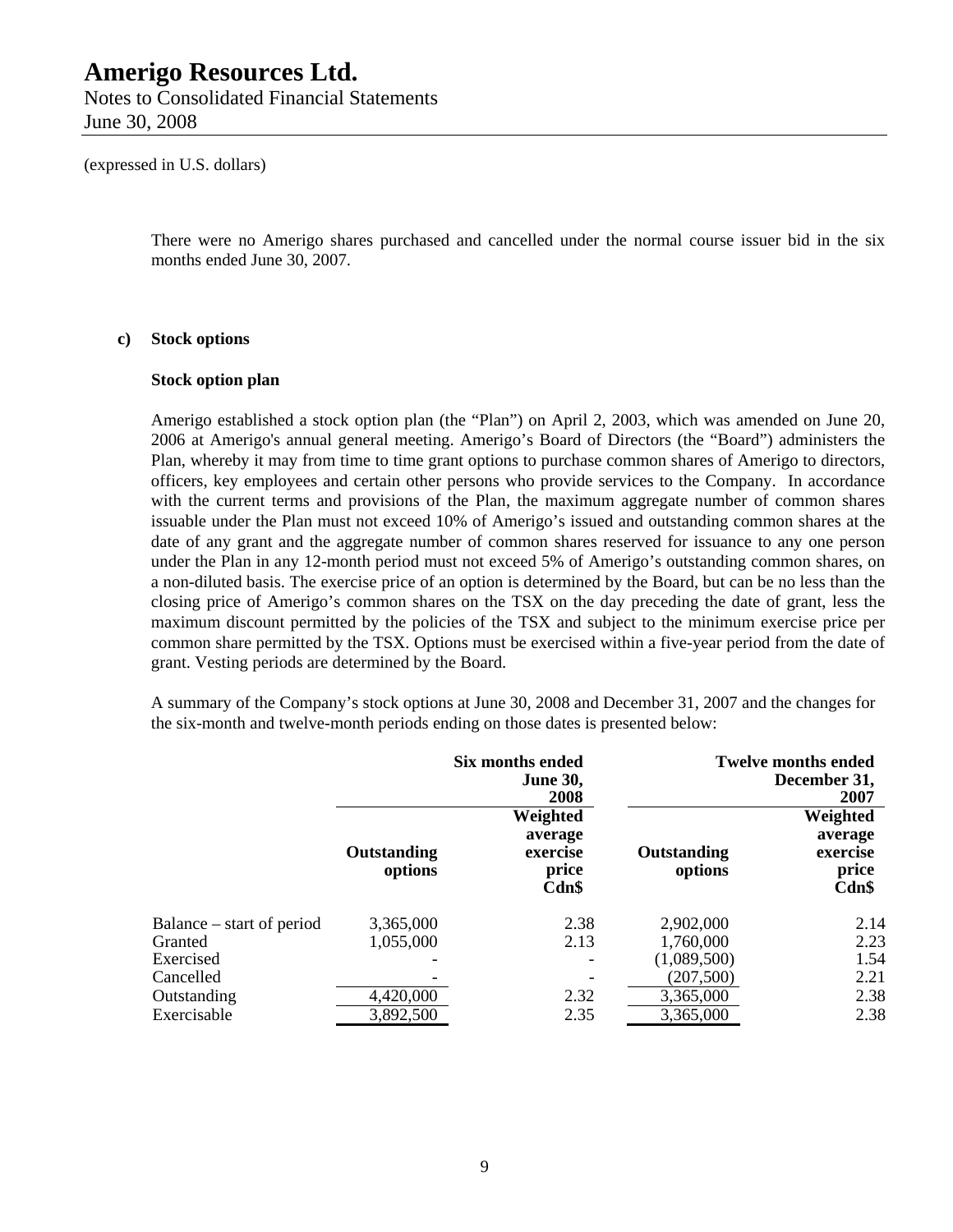(expressed in U.S. dollars)

There were no Amerigo shares purchased and cancelled under the normal course issuer bid in the six months ended June 30, 2007.

**c) Stock options**

**Stock option plan**

Amerigo established a stock option plan (the "Plan") on April 2, 2003, which was amended on June 20, 2006 at Amerigo's annual general meeting. Amerigo's Board of Directors (the "Board") administers the Plan, whereby it may from time to time grant options to purchase common shares of Amerigo to directors, officers, key employees and certain other persons who provide services to the Company. In accordance with the current terms and provisions of the Plan, the maximum aggregate number of common shares issuable under the Plan must not exceed 10% of Amerigo's issued and outstanding common shares at the date of any grant and the aggregate number of common shares reserved for issuance to any one person under the Plan in any 12-month period must not exceed 5% of Amerigo's outstanding common shares, on a non-diluted basis. The exercise price of an option is determined by the Board, but can be no less than the closing price of Amerigo's common shares on the TSX on the day preceding the date of grant, less the maximum discount permitted by the policies of the TSX and subject to the minimum exercise price per common share permitted by the TSX. Options must be exercised within a five-year period from the date of grant. Vesting periods are determined by the Board.

A summary of the Company's stock options at June 30, 2008 and December 31, 2007 and the changes for the six-month and twelve-month periods ending on those dates is presented below:

| | Six months ended June 30, 2008 | | Twelve months ended December 31, 2007 | |
|---|---|---|---|---|
| | **Outstanding options** | **Weighted average exercise price Cdn$** | **Outstanding options** | **Weighted average exercise price Cdn$** |
| Balance – start of period | 3,365,000 | 2.38 | 2,902,000 | 2.14 |
| Granted | 1,055,000 | 2.13 | 1,760,000 | 2.23 |
| Exercised | - | - | (1,089,500) | 1.54 |
| Cancelled | - | - | (207,500) | 2.21 |
| Outstanding | 4,420,000 | 2.32 | 3,365,000 | 2.38 |
| Exercisable | 3,892,500 | 2.35 | 3,365,000 | 2.38 |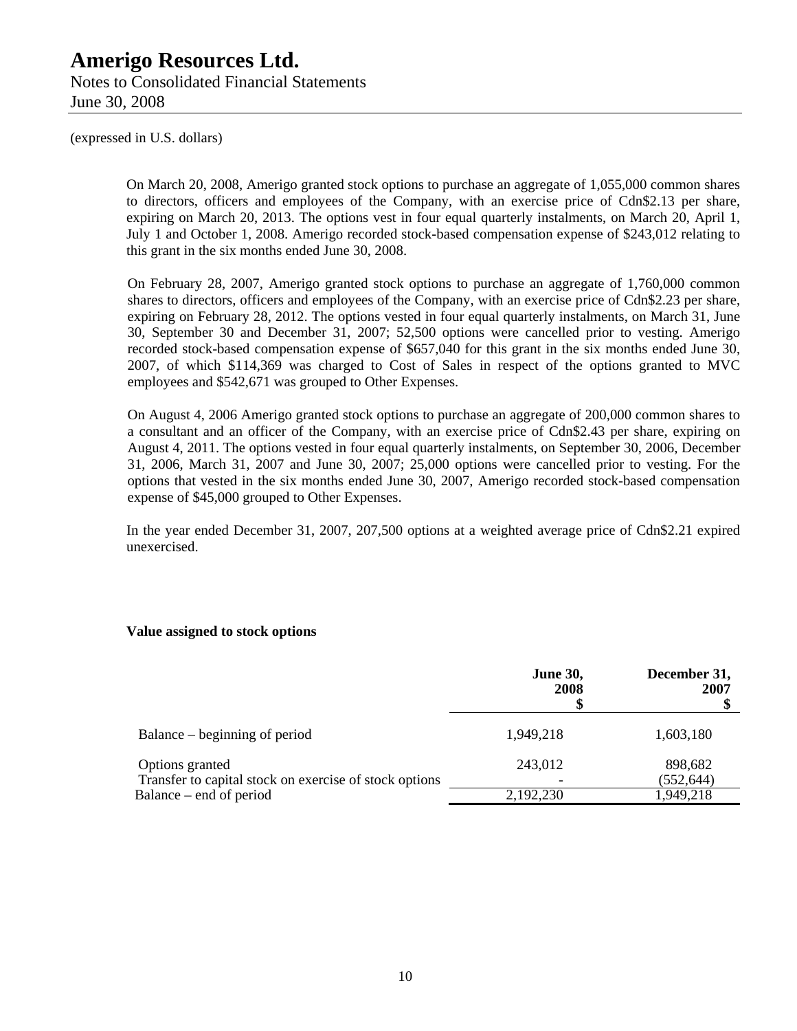(expressed in U.S. dollars)

On March 20, 2008, Amerigo granted stock options to purchase an aggregate of 1,055,000 common shares to directors, officers and employees of the Company, with an exercise price of Cdn$2.13 per share, expiring on March 20, 2013. The options vest in four equal quarterly instalments, on March 20, April 1, July 1 and October 1, 2008. Amerigo recorded stock-based compensation expense of $243,012 relating to this grant in the six months ended June 30, 2008.

On February 28, 2007, Amerigo granted stock options to purchase an aggregate of 1,760,000 common shares to directors, officers and employees of the Company, with an exercise price of Cdn$2.23 per share, expiring on February 28, 2012. The options vested in four equal quarterly instalments, on March 31, June 30, September 30 and December 31, 2007; 52,500 options were cancelled prior to vesting. Amerigo recorded stock-based compensation expense of $657,040 for this grant in the six months ended June 30, 2007, of which $114,369 was charged to Cost of Sales in respect of the options granted to MVC employees and $542,671 was grouped to Other Expenses.

On August 4, 2006 Amerigo granted stock options to purchase an aggregate of 200,000 common shares to a consultant and an officer of the Company, with an exercise price of Cdn$2.43 per share, expiring on August 4, 2011. The options vested in four equal quarterly instalments, on September 30, 2006, December 31, 2006, March 31, 2007 and June 30, 2007; 25,000 options were cancelled prior to vesting. For the options that vested in the six months ended June 30, 2007, Amerigo recorded stock-based compensation expense of $45,000 grouped to Other Expenses.

In the year ended December 31, 2007, 207,500 options at a weighted average price of Cdn$2.21 expired unexercised.

**Value assigned to stock options**

| | June 30, 2008 $ | December 31, 2007 $ |
|---|---|---|
| Balance – beginning of period | 1,949,218 | 1,603,180 |
| Options granted | 243,012 | 898,682 |
| Transfer to capital stock on exercise of stock options | - | (552,644) |
| Balance – end of period | 2,192,230 | 1,949,218 |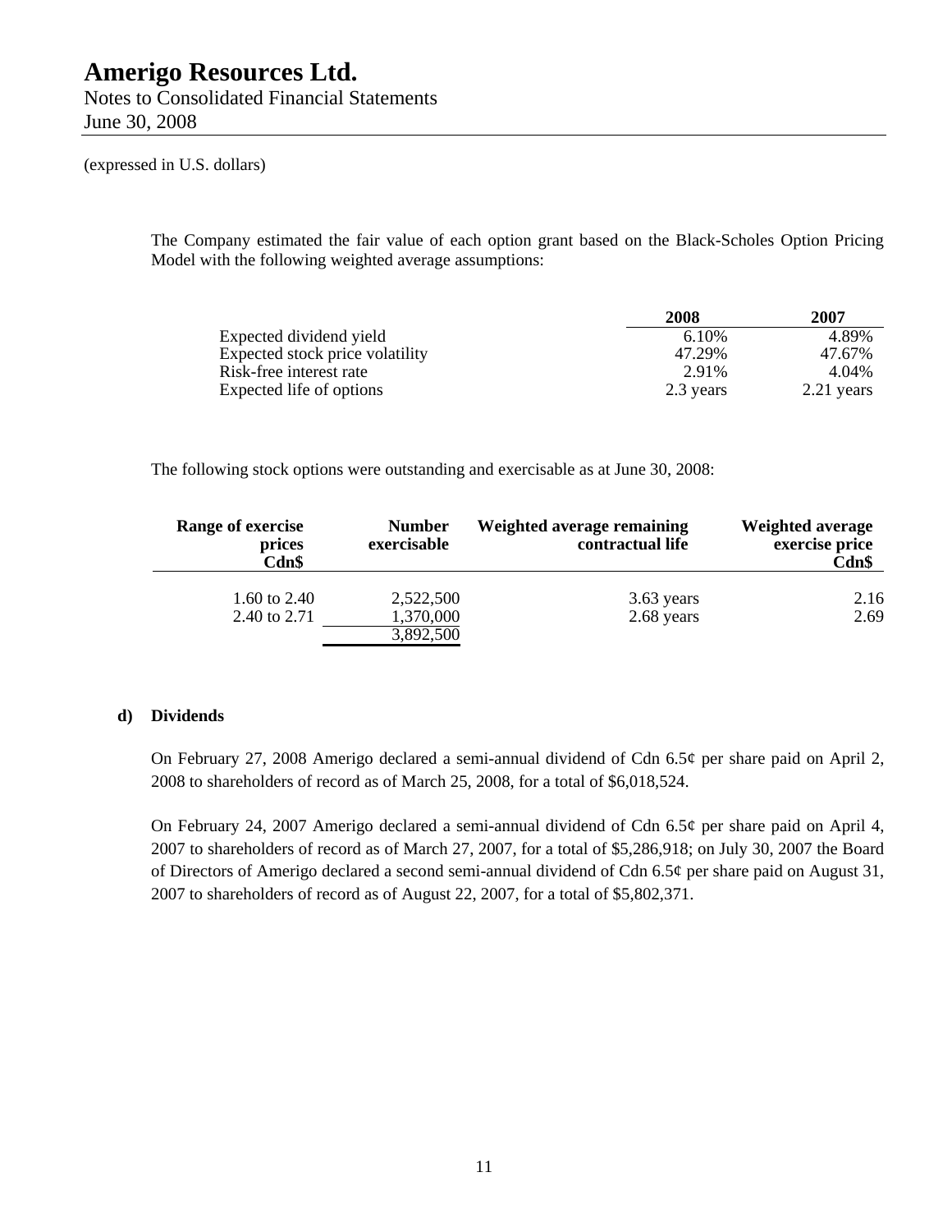(expressed in U.S. dollars)

The Company estimated the fair value of each option grant based on the Black-Scholes Option Pricing Model with the following weighted average assumptions:

| | 2008 | 2007 |
|---|---|---|
| Expected dividend yield | 6.10% | 4.89% |
| Expected stock price volatility | 47.29% | 47.67% |
| Risk-free interest rate | 2.91% | 4.04% |
| Expected life of options | 2.3 years | 2.21 years |

The following stock options were outstanding and exercisable as at June 30, 2008:

| Range of exercise prices Cdn$ | Number exercisable | Weighted average remaining contractual life | Weighted average exercise price Cdn$ |
|---|---|---|---|
| 1.60 to 2.40 | 2,522,500 | 3.63 years | 2.16 |
| 2.40 to 2.71 | 1,370,000 | 2.68 years | 2.69 |
| | 3,892,500 | | |

**d) Dividends**

On February 27, 2008 Amerigo declared a semi-annual dividend of Cdn 6.5¢ per share paid on April 2, 2008 to shareholders of record as of March 25, 2008, for a total of $6,018,524.

On February 24, 2007 Amerigo declared a semi-annual dividend of Cdn 6.5¢ per share paid on April 4, 2007 to shareholders of record as of March 27, 2007, for a total of $5,286,918; on July 30, 2007 the Board of Directors of Amerigo declared a second semi-annual dividend of Cdn 6.5¢ per share paid on August 31, 2007 to shareholders of record as of August 22, 2007, for a total of $5,802,371.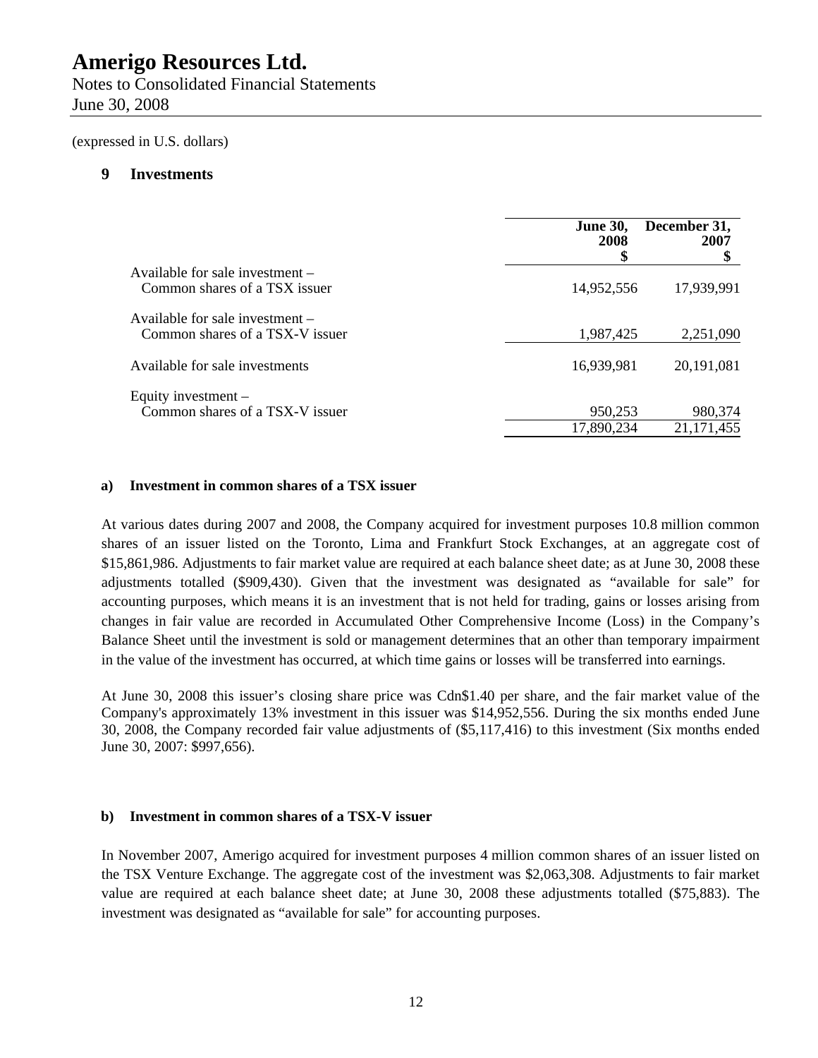(expressed in U.S. dollars)

## 9 Investments

| | June 30, 2008 $ | December 31, 2007 $ |
|---|---|---|
| Available for sale investment – Common shares of a TSX issuer | 14,952,556 | 17,939,991 |
| Available for sale investment – Common shares of a TSX-V issuer | 1,987,425 | 2,251,090 |
| Available for sale investments | 16,939,981 | 20,191,081 |
| Equity investment – Common shares of a TSX-V issuer | 950,253 | 980,374 |
| | 17,890,234 | 21,171,455 |

### a) Investment in common shares of a TSX issuer

At various dates during 2007 and 2008, the Company acquired for investment purposes 10.8 million common shares of an issuer listed on the Toronto, Lima and Frankfurt Stock Exchanges, at an aggregate cost of $15,861,986. Adjustments to fair market value are required at each balance sheet date; as at June 30, 2008 these adjustments totalled ($909,430). Given that the investment was designated as "available for sale" for accounting purposes, which means it is an investment that is not held for trading, gains or losses arising from changes in fair value are recorded in Accumulated Other Comprehensive Income (Loss) in the Company's Balance Sheet until the investment is sold or management determines that an other than temporary impairment in the value of the investment has occurred, at which time gains or losses will be transferred into earnings.

At June 30, 2008 this issuer's closing share price was Cdn$1.40 per share, and the fair market value of the Company's approximately 13% investment in this issuer was $14,952,556. During the six months ended June 30, 2008, the Company recorded fair value adjustments of ($5,117,416) to this investment (Six months ended June 30, 2007: $997,656).

### b) Investment in common shares of a TSX-V issuer

In November 2007, Amerigo acquired for investment purposes 4 million common shares of an issuer listed on the TSX Venture Exchange. The aggregate cost of the investment was $2,063,308. Adjustments to fair market value are required at each balance sheet date; at June 30, 2008 these adjustments totalled ($75,883). The investment was designated as "available for sale" for accounting purposes.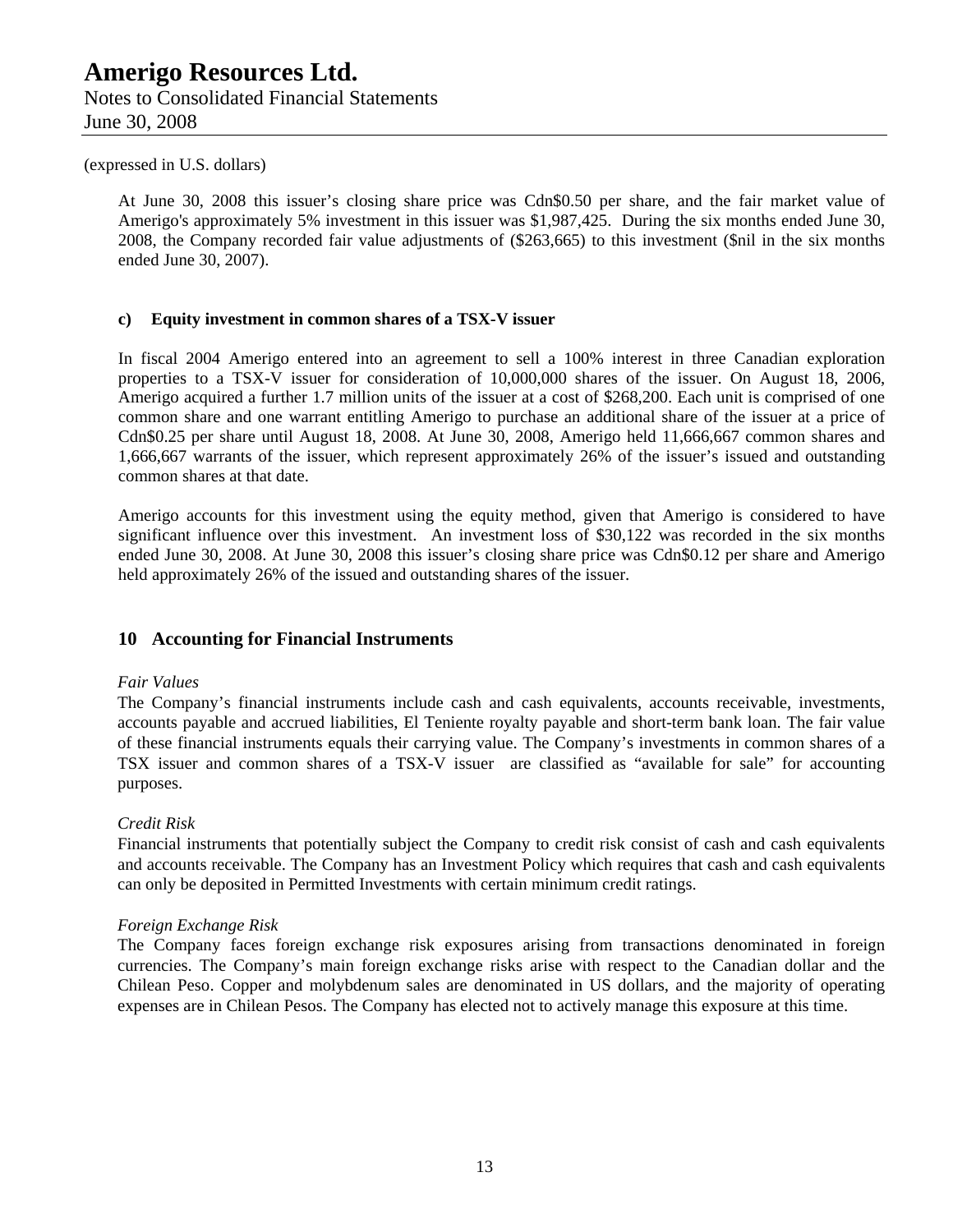(expressed in U.S. dollars)

At June 30, 2008 this issuer's closing share price was Cdn$0.50 per share, and the fair market value of Amerigo's approximately 5% investment in this issuer was $1,987,425. During the six months ended June 30, 2008, the Company recorded fair value adjustments of ($263,665) to this investment ($nil in the six months ended June 30, 2007).

**c) Equity investment in common shares of a TSX-V issuer**

In fiscal 2004 Amerigo entered into an agreement to sell a 100% interest in three Canadian exploration properties to a TSX-V issuer for consideration of 10,000,000 shares of the issuer. On August 18, 2006, Amerigo acquired a further 1.7 million units of the issuer at a cost of $268,200. Each unit is comprised of one common share and one warrant entitling Amerigo to purchase an additional share of the issuer at a price of Cdn$0.25 per share until August 18, 2008. At June 30, 2008, Amerigo held 11,666,667 common shares and 1,666,667 warrants of the issuer, which represent approximately 26% of the issuer's issued and outstanding common shares at that date.

Amerigo accounts for this investment using the equity method, given that Amerigo is considered to have significant influence over this investment. An investment loss of $30,122 was recorded in the six months ended June 30, 2008. At June 30, 2008 this issuer's closing share price was Cdn$0.12 per share and Amerigo held approximately 26% of the issued and outstanding shares of the issuer.

## 10 Accounting for Financial Instruments

*Fair Values*
The Company's financial instruments include cash and cash equivalents, accounts receivable, investments, accounts payable and accrued liabilities, El Teniente royalty payable and short-term bank loan. The fair value of these financial instruments equals their carrying value. The Company's investments in common shares of a TSX issuer and common shares of a TSX-V issuer are classified as "available for sale" for accounting purposes.

*Credit Risk*
Financial instruments that potentially subject the Company to credit risk consist of cash and cash equivalents and accounts receivable. The Company has an Investment Policy which requires that cash and cash equivalents can only be deposited in Permitted Investments with certain minimum credit ratings.

*Foreign Exchange Risk*
The Company faces foreign exchange risk exposures arising from transactions denominated in foreign currencies. The Company's main foreign exchange risks arise with respect to the Canadian dollar and the Chilean Peso. Copper and molybdenum sales are denominated in US dollars, and the majority of operating expenses are in Chilean Pesos. The Company has elected not to actively manage this exposure at this time.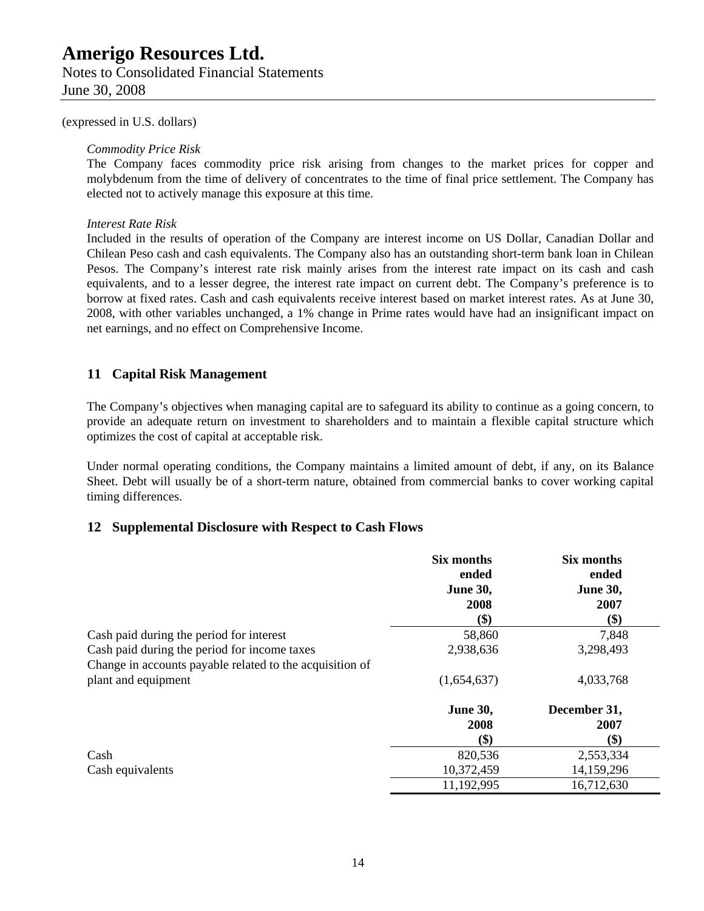(expressed in U.S. dollars)

*Commodity Price Risk*

The Company faces commodity price risk arising from changes to the market prices for copper and molybdenum from the time of delivery of concentrates to the time of final price settlement. The Company has elected not to actively manage this exposure at this time.

*Interest Rate Risk*

Included in the results of operation of the Company are interest income on US Dollar, Canadian Dollar and Chilean Peso cash and cash equivalents. The Company also has an outstanding short-term bank loan in Chilean Pesos. The Company's interest rate risk mainly arises from the interest rate impact on its cash and cash equivalents, and to a lesser degree, the interest rate impact on current debt. The Company's preference is to borrow at fixed rates. Cash and cash equivalents receive interest based on market interest rates. As at June 30, 2008, with other variables unchanged, a 1% change in Prime rates would have had an insignificant impact on net earnings, and no effect on Comprehensive Income.

## 11 Capital Risk Management

The Company's objectives when managing capital are to safeguard its ability to continue as a going concern, to provide an adequate return on investment to shareholders and to maintain a flexible capital structure which optimizes the cost of capital at acceptable risk.

Under normal operating conditions, the Company maintains a limited amount of debt, if any, on its Balance Sheet. Debt will usually be of a short-term nature, obtained from commercial banks to cover working capital timing differences.

## 12 Supplemental Disclosure with Respect to Cash Flows

| | **Six months ended June 30, 2008 ($)** | **Six months ended June 30, 2007 ($)** |
|---|---|---|
| Cash paid during the period for interest | 58,860 | 7,848 |
| Cash paid during the period for income taxes | 2,938,636 | 3,298,493 |
| Change in accounts payable related to the acquisition of plant and equipment | (1,654,637) | 4,033,768 |

| | **June 30, 2008 ($)** | **December 31, 2007 ($)** |
|---|---|---|
| Cash | 820,536 | 2,553,334 |
| Cash equivalents | 10,372,459 | 14,159,296 |
| | 11,192,995 | 16,712,630 |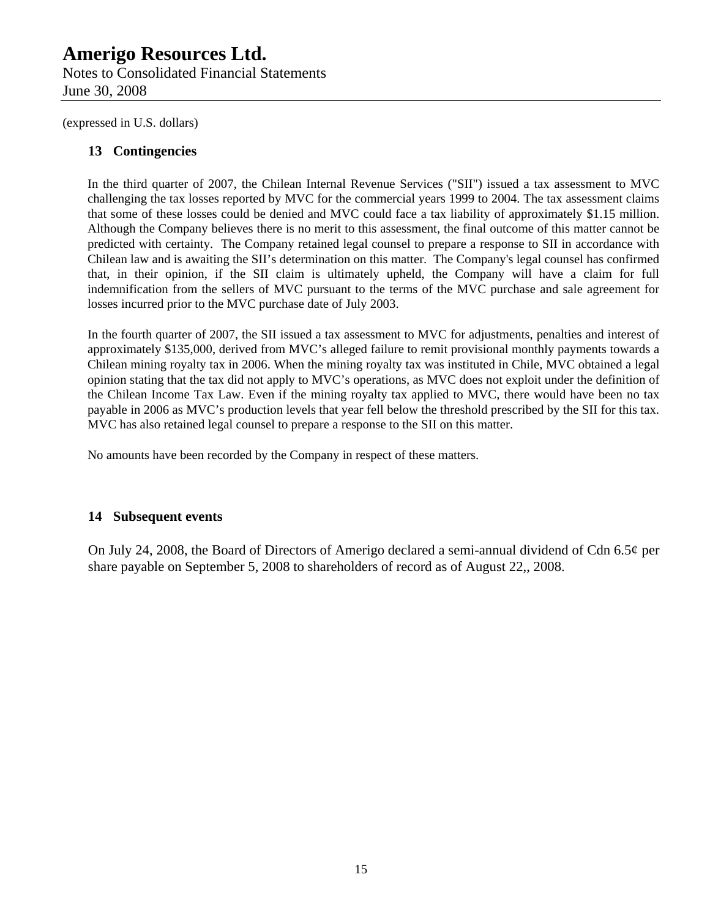# Amerigo Resources Ltd.

Notes to Consolidated Financial Statements
June 30, 2008

(expressed in U.S. dollars)

## 13 Contingencies

In the third quarter of 2007, the Chilean Internal Revenue Services ("SII") issued a tax assessment to MVC challenging the tax losses reported by MVC for the commercial years 1999 to 2004. The tax assessment claims that some of these losses could be denied and MVC could face a tax liability of approximately $1.15 million. Although the Company believes there is no merit to this assessment, the final outcome of this matter cannot be predicted with certainty. The Company retained legal counsel to prepare a response to SII in accordance with Chilean law and is awaiting the SII's determination on this matter. The Company's legal counsel has confirmed that, in their opinion, if the SII claim is ultimately upheld, the Company will have a claim for full indemnification from the sellers of MVC pursuant to the terms of the MVC purchase and sale agreement for losses incurred prior to the MVC purchase date of July 2003.

In the fourth quarter of 2007, the SII issued a tax assessment to MVC for adjustments, penalties and interest of approximately $135,000, derived from MVC's alleged failure to remit provisional monthly payments towards a Chilean mining royalty tax in 2006. When the mining royalty tax was instituted in Chile, MVC obtained a legal opinion stating that the tax did not apply to MVC's operations, as MVC does not exploit under the definition of the Chilean Income Tax Law. Even if the mining royalty tax applied to MVC, there would have been no tax payable in 2006 as MVC's production levels that year fell below the threshold prescribed by the SII for this tax. MVC has also retained legal counsel to prepare a response to the SII on this matter.

No amounts have been recorded by the Company in respect of these matters.

## 14 Subsequent events

On July 24, 2008, the Board of Directors of Amerigo declared a semi-annual dividend of Cdn 6.5¢ per share payable on September 5, 2008 to shareholders of record as of August 22,, 2008.